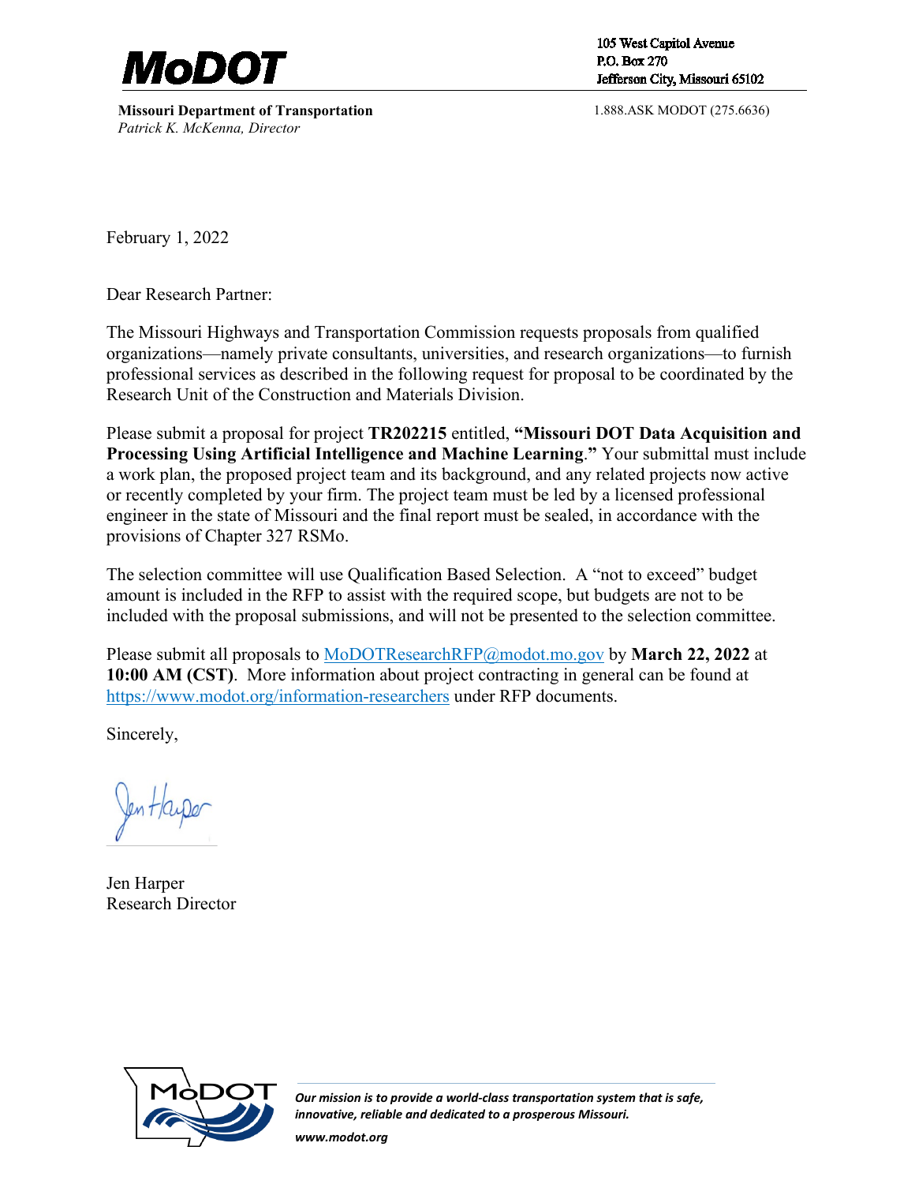**MoDOT**

105 West Capitol Avenue
P.O. Box 270
Jefferson City, Missouri 65102

**Missouri Department of Transportation**
*Patrick K. McKenna, Director*

1.888.ASK MODOT (275.6636)

February 1, 2022

Dear Research Partner:

The Missouri Highways and Transportation Commission requests proposals from qualified organizations—namely private consultants, universities, and research organizations—to furnish professional services as described in the following request for proposal to be coordinated by the Research Unit of the Construction and Materials Division.

Please submit a proposal for project **TR202215** entitled, **"Missouri DOT Data Acquisition and Processing Using Artificial Intelligence and Machine Learning."** Your submittal must include a work plan, the proposed project team and its background, and any related projects now active or recently completed by your firm. The project team must be led by a licensed professional engineer in the state of Missouri and the final report must be sealed, in accordance with the provisions of Chapter 327 RSMo.

The selection committee will use Qualification Based Selection. A "not to exceed" budget amount is included in the RFP to assist with the required scope, but budgets are not to be included with the proposal submissions, and will not be presented to the selection committee.

Please submit all proposals to MoDOTResearchRFP@modot.mo.gov by **March 22, 2022** at **10:00 AM (CST)**. More information about project contracting in general can be found at https://www.modot.org/information-researchers under RFP documents.

Sincerely,

Jen Harper
Research Director

*Our mission is to provide a world-class transportation system that is safe, innovative, reliable and dedicated to a prosperous Missouri.*

*www.modot.org*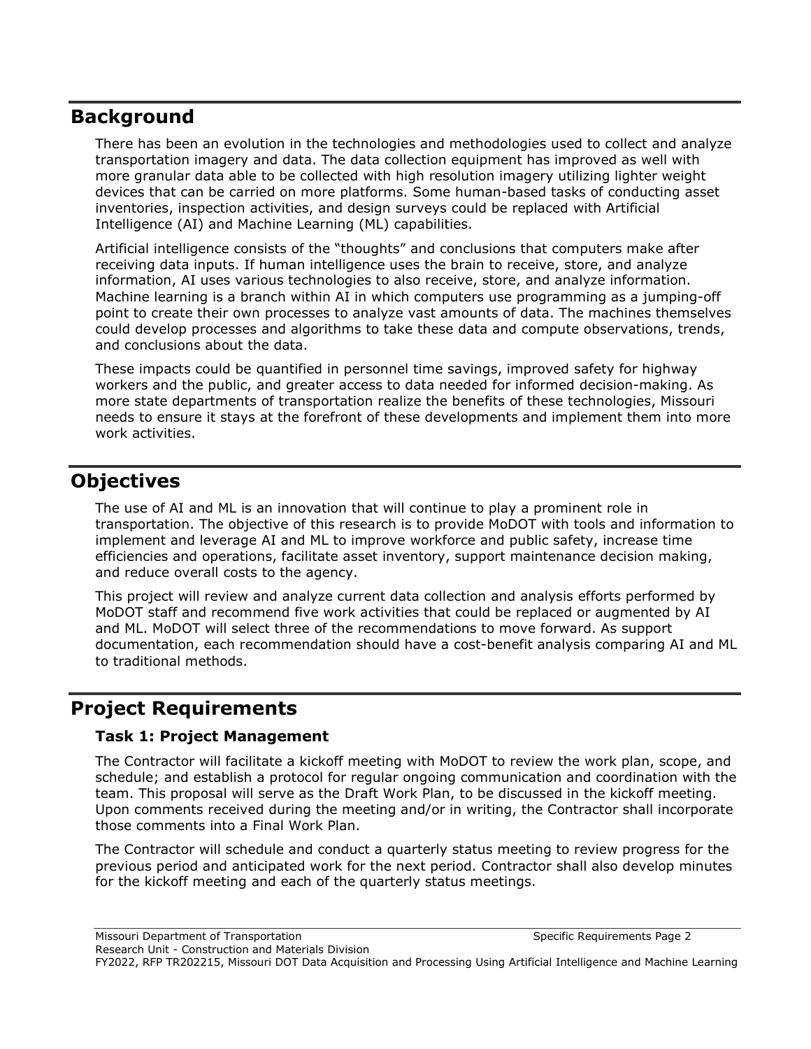## Background

There has been an evolution in the technologies and methodologies used to collect and analyze transportation imagery and data. The data collection equipment has improved as well with more granular data able to be collected with high resolution imagery utilizing lighter weight devices that can be carried on more platforms. Some human-based tasks of conducting asset inventories, inspection activities, and design surveys could be replaced with Artificial Intelligence (AI) and Machine Learning (ML) capabilities.

Artificial intelligence consists of the "thoughts" and conclusions that computers make after receiving data inputs. If human intelligence uses the brain to receive, store, and analyze information, AI uses various technologies to also receive, store, and analyze information. Machine learning is a branch within AI in which computers use programming as a jumping-off point to create their own processes to analyze vast amounts of data. The machines themselves could develop processes and algorithms to take these data and compute observations, trends, and conclusions about the data.

These impacts could be quantified in personnel time savings, improved safety for highway workers and the public, and greater access to data needed for informed decision-making. As more state departments of transportation realize the benefits of these technologies, Missouri needs to ensure it stays at the forefront of these developments and implement them into more work activities.

## Objectives

The use of AI and ML is an innovation that will continue to play a prominent role in transportation. The objective of this research is to provide MoDOT with tools and information to implement and leverage AI and ML to improve workforce and public safety, increase time efficiencies and operations, facilitate asset inventory, support maintenance decision making, and reduce overall costs to the agency.

This project will review and analyze current data collection and analysis efforts performed by MoDOT staff and recommend five work activities that could be replaced or augmented by AI and ML. MoDOT will select three of the recommendations to move forward. As support documentation, each recommendation should have a cost-benefit analysis comparing AI and ML to traditional methods.

## Project Requirements

### Task 1: Project Management

The Contractor will facilitate a kickoff meeting with MoDOT to review the work plan, scope, and schedule; and establish a protocol for regular ongoing communication and coordination with the team. This proposal will serve as the Draft Work Plan, to be discussed in the kickoff meeting. Upon comments received during the meeting and/or in writing, the Contractor shall incorporate those comments into a Final Work Plan.

The Contractor will schedule and conduct a quarterly status meeting to review progress for the previous period and anticipated work for the next period. Contractor shall also develop minutes for the kickoff meeting and each of the quarterly status meetings.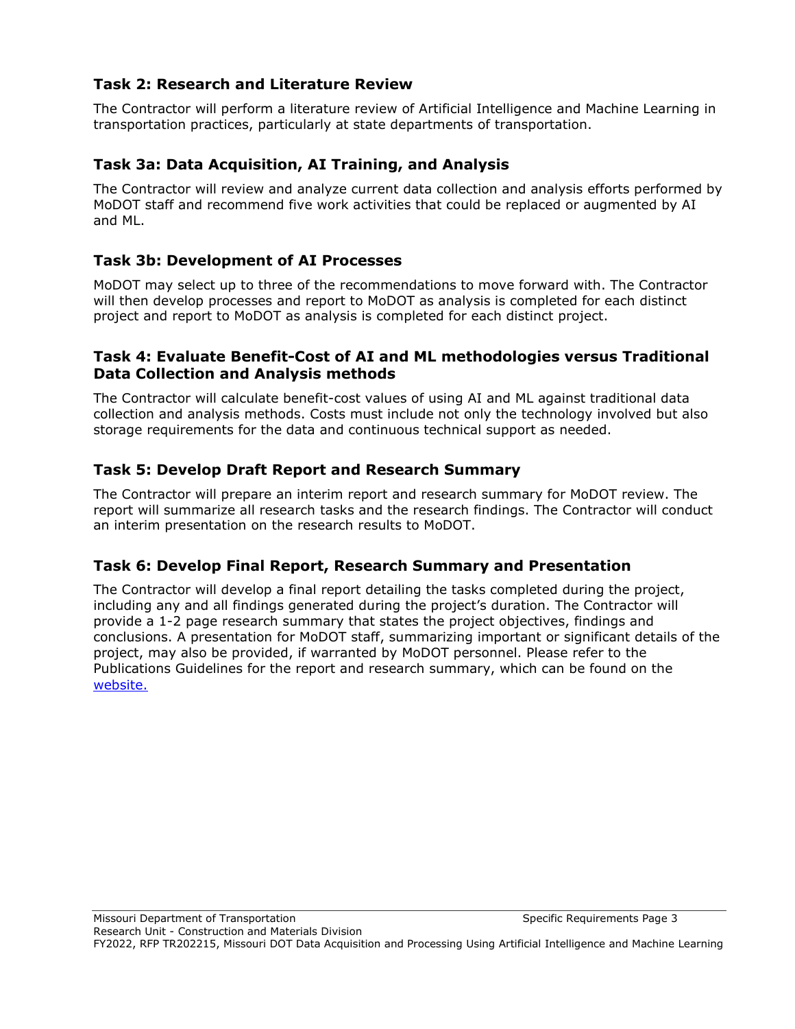### Task 2: Research and Literature Review

The Contractor will perform a literature review of Artificial Intelligence and Machine Learning in transportation practices, particularly at state departments of transportation.

### Task 3a: Data Acquisition, AI Training, and Analysis

The Contractor will review and analyze current data collection and analysis efforts performed by MoDOT staff and recommend five work activities that could be replaced or augmented by AI and ML.

### Task 3b: Development of AI Processes

MoDOT may select up to three of the recommendations to move forward with. The Contractor will then develop processes and report to MoDOT as analysis is completed for each distinct project and report to MoDOT as analysis is completed for each distinct project.

### Task 4: Evaluate Benefit-Cost of AI and ML methodologies versus Traditional Data Collection and Analysis methods

The Contractor will calculate benefit-cost values of using AI and ML against traditional data collection and analysis methods. Costs must include not only the technology involved but also storage requirements for the data and continuous technical support as needed.

### Task 5: Develop Draft Report and Research Summary

The Contractor will prepare an interim report and research summary for MoDOT review. The report will summarize all research tasks and the research findings. The Contractor will conduct an interim presentation on the research results to MoDOT.

### Task 6: Develop Final Report, Research Summary and Presentation

The Contractor will develop a final report detailing the tasks completed during the project, including any and all findings generated during the project's duration. The Contractor will provide a 1-2 page research summary that states the project objectives, findings and conclusions. A presentation for MoDOT staff, summarizing important or significant details of the project, may also be provided, if warranted by MoDOT personnel. Please refer to the Publications Guidelines for the report and research summary, which can be found on the website.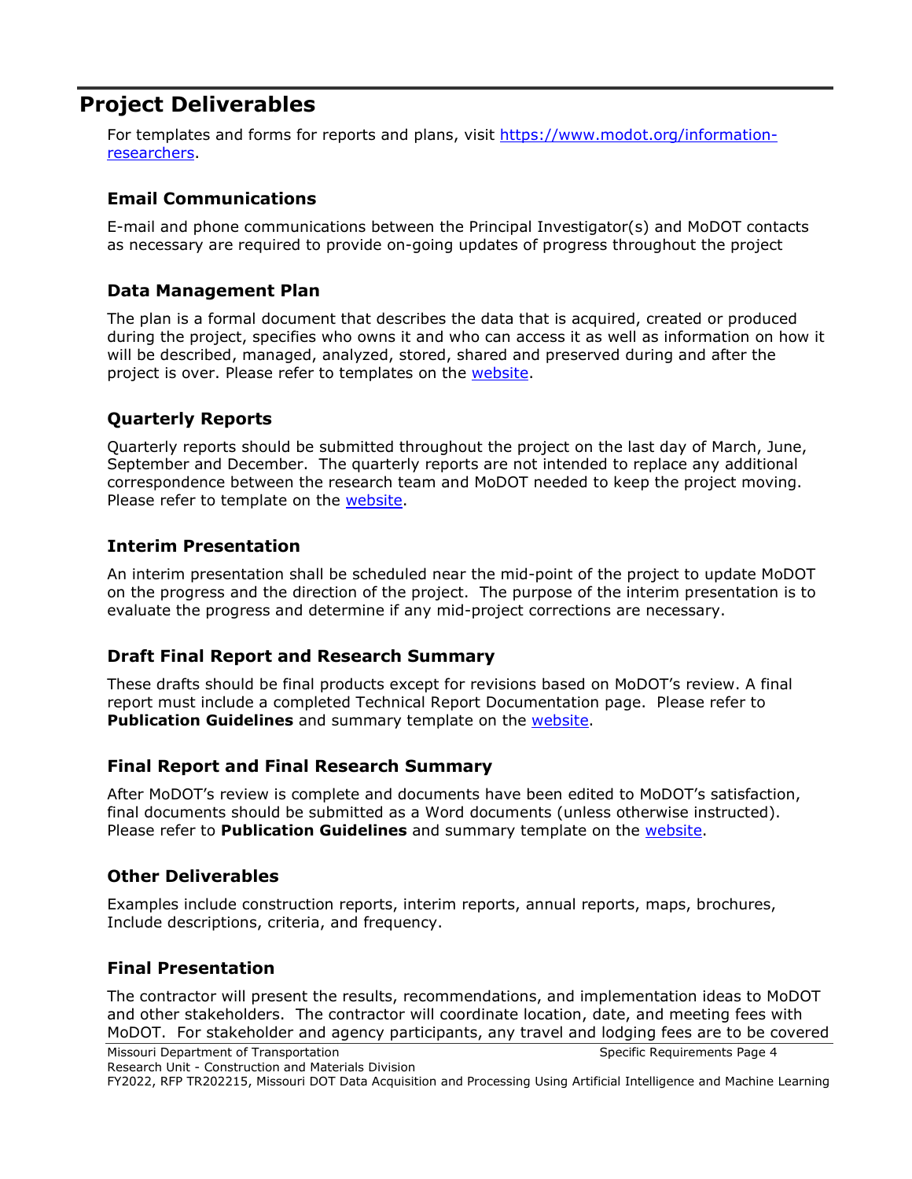# Project Deliverables

For templates and forms for reports and plans, visit https://www.modot.org/information-researchers.

## Email Communications

E-mail and phone communications between the Principal Investigator(s) and MoDOT contacts as necessary are required to provide on-going updates of progress throughout the project

## Data Management Plan

The plan is a formal document that describes the data that is acquired, created or produced during the project, specifies who owns it and who can access it as well as information on how it will be described, managed, analyzed, stored, shared and preserved during and after the project is over. Please refer to templates on the website.

## Quarterly Reports

Quarterly reports should be submitted throughout the project on the last day of March, June, September and December. The quarterly reports are not intended to replace any additional correspondence between the research team and MoDOT needed to keep the project moving. Please refer to template on the website.

## Interim Presentation

An interim presentation shall be scheduled near the mid-point of the project to update MoDOT on the progress and the direction of the project. The purpose of the interim presentation is to evaluate the progress and determine if any mid-project corrections are necessary.

## Draft Final Report and Research Summary

These drafts should be final products except for revisions based on MoDOT's review. A final report must include a completed Technical Report Documentation page. Please refer to **Publication Guidelines** and summary template on the website.

## Final Report and Final Research Summary

After MoDOT's review is complete and documents have been edited to MoDOT's satisfaction, final documents should be submitted as a Word documents (unless otherwise instructed). Please refer to **Publication Guidelines** and summary template on the website.

## Other Deliverables

Examples include construction reports, interim reports, annual reports, maps, brochures, Include descriptions, criteria, and frequency.

## Final Presentation

The contractor will present the results, recommendations, and implementation ideas to MoDOT and other stakeholders. The contractor will coordinate location, date, and meeting fees with MoDOT. For stakeholder and agency participants, any travel and lodging fees are to be covered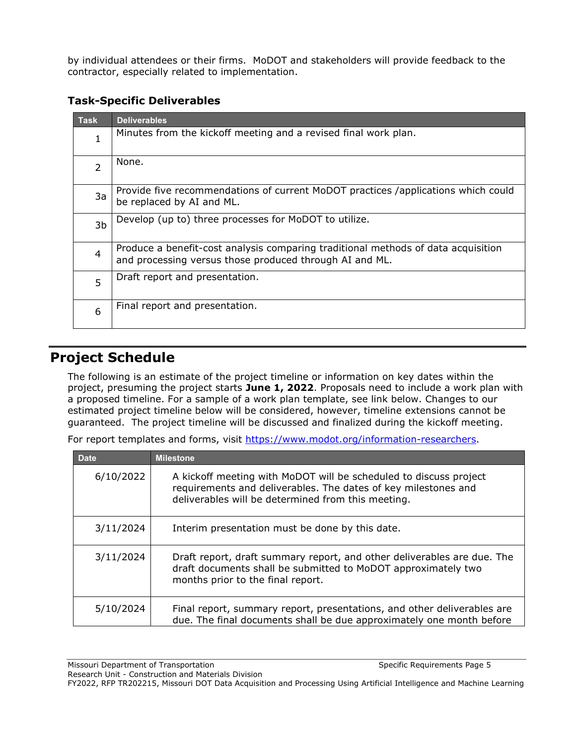by individual attendees or their firms.  MoDOT and stakeholders will provide feedback to the contractor, especially related to implementation.

### Task-Specific Deliverables

| Task | Deliverables |
| --- | --- |
| 1 | Minutes from the kickoff meeting and a revised final work plan. |
| 2 | None. |
| 3a | Provide five recommendations of current MoDOT practices /applications which could be replaced by AI and ML. |
| 3b | Develop (up to) three processes for MoDOT to utilize. |
| 4 | Produce a benefit-cost analysis comparing traditional methods of data acquisition and processing versus those produced through AI and ML. |
| 5 | Draft report and presentation. |
| 6 | Final report and presentation. |

## Project Schedule

The following is an estimate of the project timeline or information on key dates within the project, presuming the project starts **June 1, 2022**. Proposals need to include a work plan with a proposed timeline. For a sample of a work plan template, see link below. Changes to our estimated project timeline below will be considered, however, timeline extensions cannot be guaranteed.  The project timeline will be discussed and finalized during the kickoff meeting.

For report templates and forms, visit https://www.modot.org/information-researchers.

| Date | Milestone |
| --- | --- |
| 6/10/2022 | A kickoff meeting with MoDOT will be scheduled to discuss project requirements and deliverables. The dates of key milestones and deliverables will be determined from this meeting. |
| 3/11/2024 | Interim presentation must be done by this date. |
| 3/11/2024 | Draft report, draft summary report, and other deliverables are due. The draft documents shall be submitted to MoDOT approximately two months prior to the final report. |
| 5/10/2024 | Final report, summary report, presentations, and other deliverables are due. The final documents shall be due approximately one month before |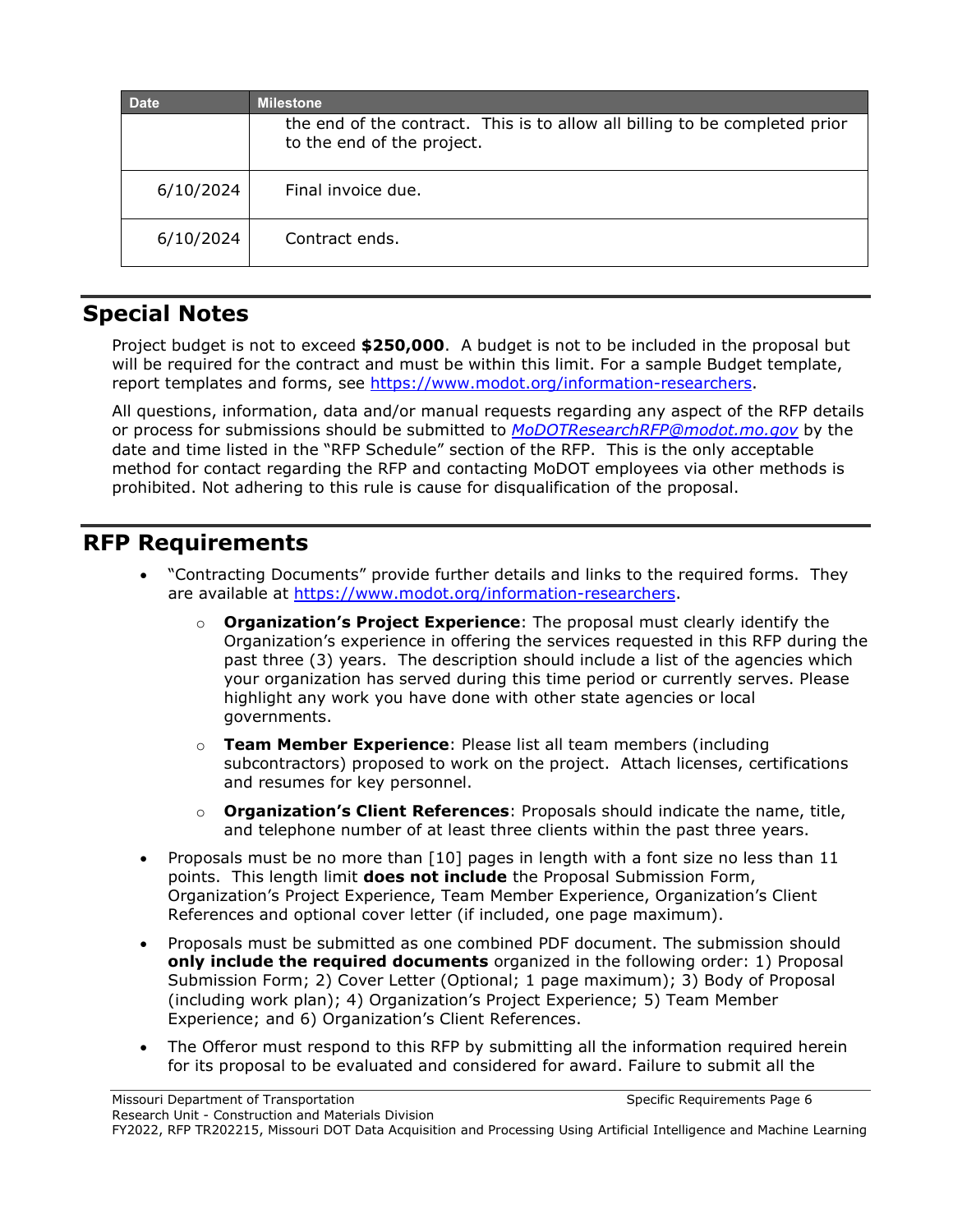| Date | Milestone |
| --- | --- |
| | the end of the contract. This is to allow all billing to be completed prior to the end of the project. |
| 6/10/2024 | Final invoice due. |
| 6/10/2024 | Contract ends. |

## Special Notes

Project budget is not to exceed **$250,000**. A budget is not to be included in the proposal but will be required for the contract and must be within this limit. For a sample Budget template, report templates and forms, see https://www.modot.org/information-researchers.

All questions, information, data and/or manual requests regarding any aspect of the RFP details or process for submissions should be submitted to *MoDOTResearchRFP@modot.mo.gov* by the date and time listed in the "RFP Schedule" section of the RFP. This is the only acceptable method for contact regarding the RFP and contacting MoDOT employees via other methods is prohibited. Not adhering to this rule is cause for disqualification of the proposal.

## RFP Requirements

- "Contracting Documents" provide further details and links to the required forms. They are available at https://www.modot.org/information-researchers.
  - **Organization's Project Experience**: The proposal must clearly identify the Organization's experience in offering the services requested in this RFP during the past three (3) years. The description should include a list of the agencies which your organization has served during this time period or currently serves. Please highlight any work you have done with other state agencies or local governments.
  - **Team Member Experience**: Please list all team members (including subcontractors) proposed to work on the project. Attach licenses, certifications and resumes for key personnel.
  - **Organization's Client References**: Proposals should indicate the name, title, and telephone number of at least three clients within the past three years.
- Proposals must be no more than [10] pages in length with a font size no less than 11 points. This length limit **does not include** the Proposal Submission Form, Organization's Project Experience, Team Member Experience, Organization's Client References and optional cover letter (if included, one page maximum).
- Proposals must be submitted as one combined PDF document. The submission should **only include the required documents** organized in the following order: 1) Proposal Submission Form; 2) Cover Letter (Optional; 1 page maximum); 3) Body of Proposal (including work plan); 4) Organization's Project Experience; 5) Team Member Experience; and 6) Organization's Client References.
- The Offeror must respond to this RFP by submitting all the information required herein for its proposal to be evaluated and considered for award. Failure to submit all the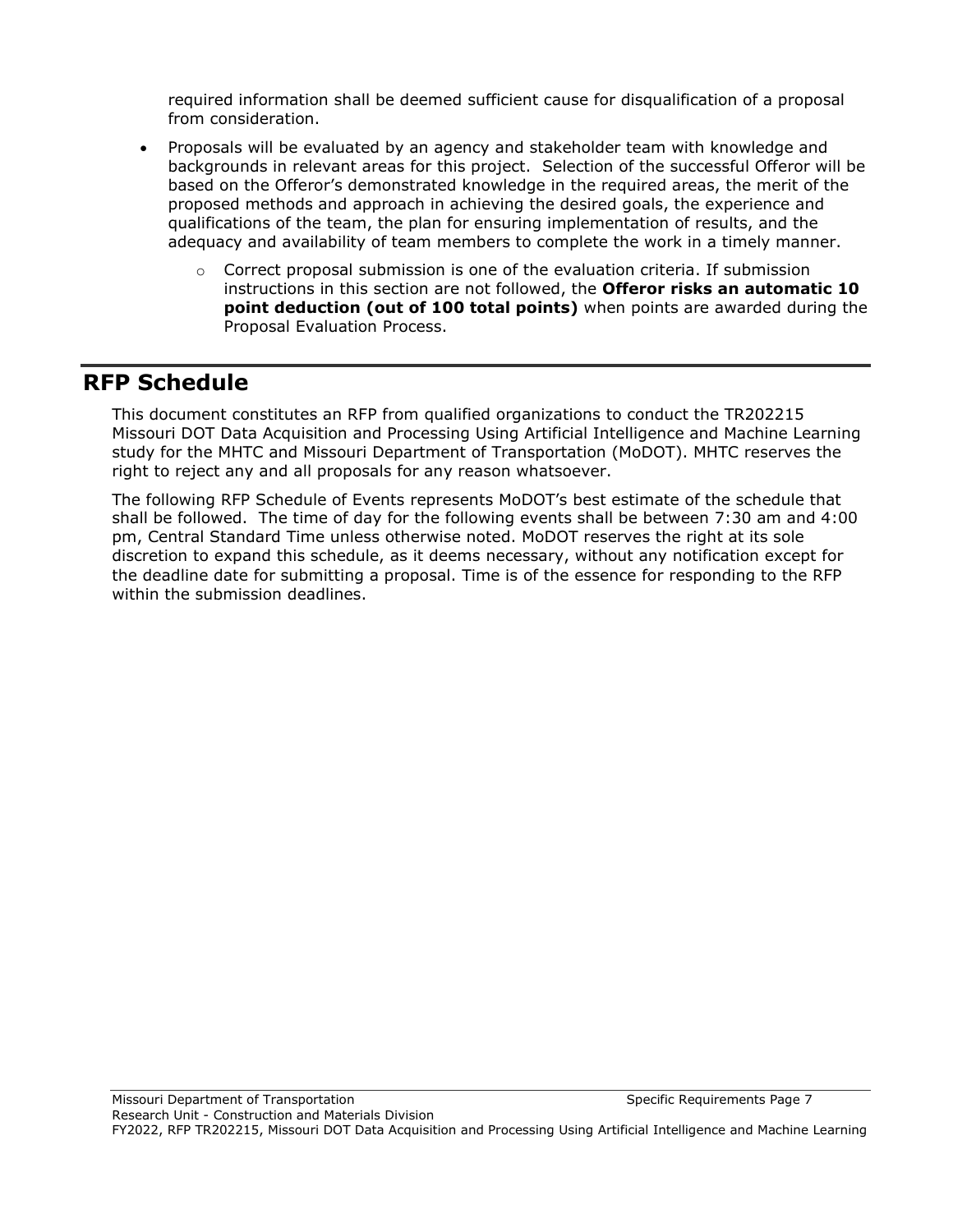required information shall be deemed sufficient cause for disqualification of a proposal from consideration.

- Proposals will be evaluated by an agency and stakeholder team with knowledge and backgrounds in relevant areas for this project. Selection of the successful Offeror will be based on the Offeror's demonstrated knowledge in the required areas, the merit of the proposed methods and approach in achieving the desired goals, the experience and qualifications of the team, the plan for ensuring implementation of results, and the adequacy and availability of team members to complete the work in a timely manner.
    - Correct proposal submission is one of the evaluation criteria. If submission instructions in this section are not followed, the **Offeror risks an automatic 10 point deduction (out of 100 total points)** when points are awarded during the Proposal Evaluation Process.

# RFP Schedule

This document constitutes an RFP from qualified organizations to conduct the TR202215 Missouri DOT Data Acquisition and Processing Using Artificial Intelligence and Machine Learning study for the MHTC and Missouri Department of Transportation (MoDOT). MHTC reserves the right to reject any and all proposals for any reason whatsoever.

The following RFP Schedule of Events represents MoDOT's best estimate of the schedule that shall be followed. The time of day for the following events shall be between 7:30 am and 4:00 pm, Central Standard Time unless otherwise noted. MoDOT reserves the right at its sole discretion to expand this schedule, as it deems necessary, without any notification except for the deadline date for submitting a proposal. Time is of the essence for responding to the RFP within the submission deadlines.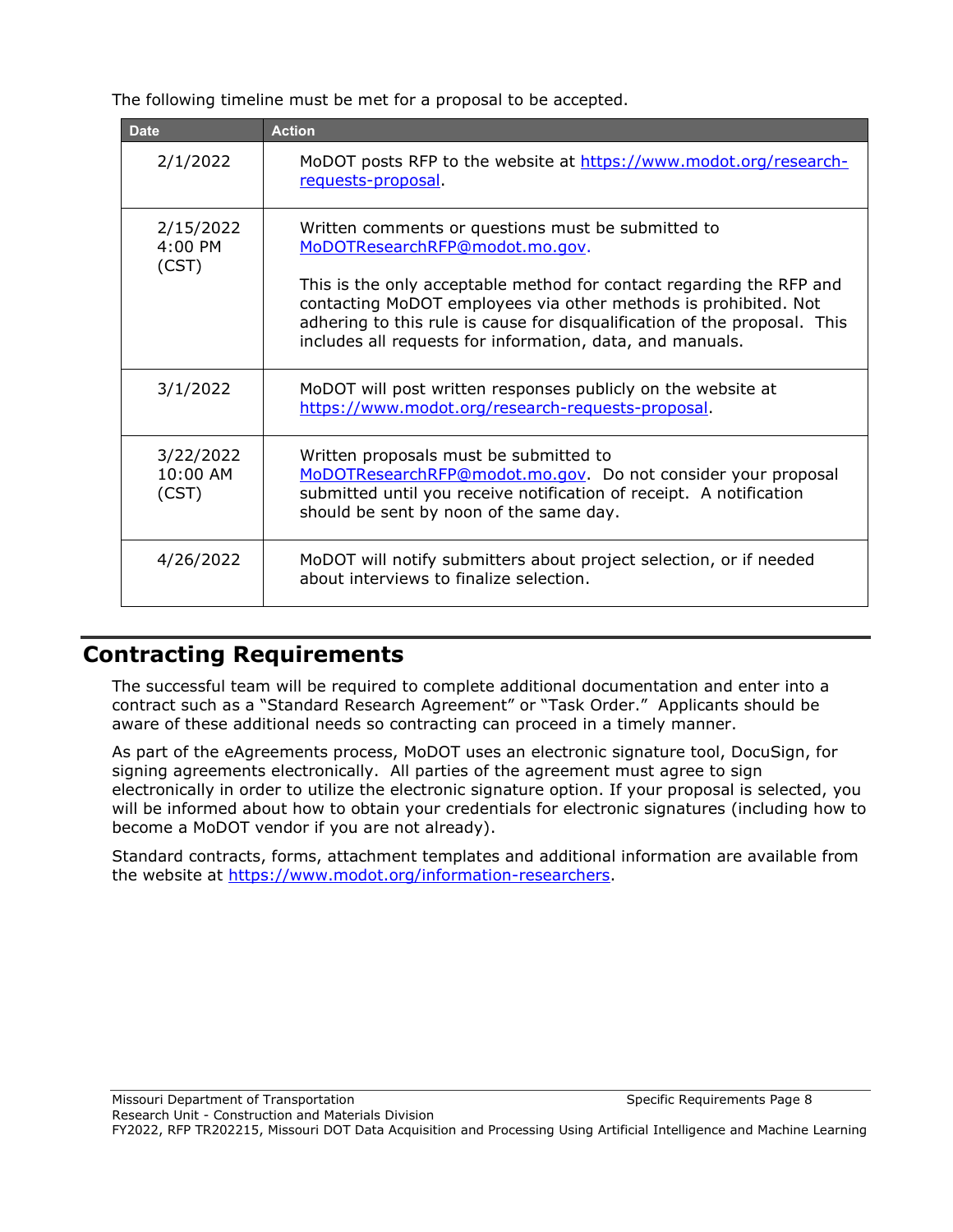The following timeline must be met for a proposal to be accepted.

| Date | Action |
|---|---|
| 2/1/2022 | MoDOT posts RFP to the website at https://www.modot.org/research-requests-proposal. |
| 2/15/2022 4:00 PM (CST) | Written comments or questions must be submitted to MoDOTResearchRFP@modot.mo.gov.<br><br>This is the only acceptable method for contact regarding the RFP and contacting MoDOT employees via other methods is prohibited. Not adhering to this rule is cause for disqualification of the proposal. This includes all requests for information, data, and manuals. |
| 3/1/2022 | MoDOT will post written responses publicly on the website at https://www.modot.org/research-requests-proposal. |
| 3/22/2022 10:00 AM (CST) | Written proposals must be submitted to MoDOTResearchRFP@modot.mo.gov. Do not consider your proposal submitted until you receive notification of receipt. A notification should be sent by noon of the same day. |
| 4/26/2022 | MoDOT will notify submitters about project selection, or if needed about interviews to finalize selection. |

## Contracting Requirements

The successful team will be required to complete additional documentation and enter into a contract such as a "Standard Research Agreement" or "Task Order." Applicants should be aware of these additional needs so contracting can proceed in a timely manner.

As part of the eAgreements process, MoDOT uses an electronic signature tool, DocuSign, for signing agreements electronically. All parties of the agreement must agree to sign electronically in order to utilize the electronic signature option. If your proposal is selected, you will be informed about how to obtain your credentials for electronic signatures (including how to become a MoDOT vendor if you are not already).

Standard contracts, forms, attachment templates and additional information are available from the website at https://www.modot.org/information-researchers.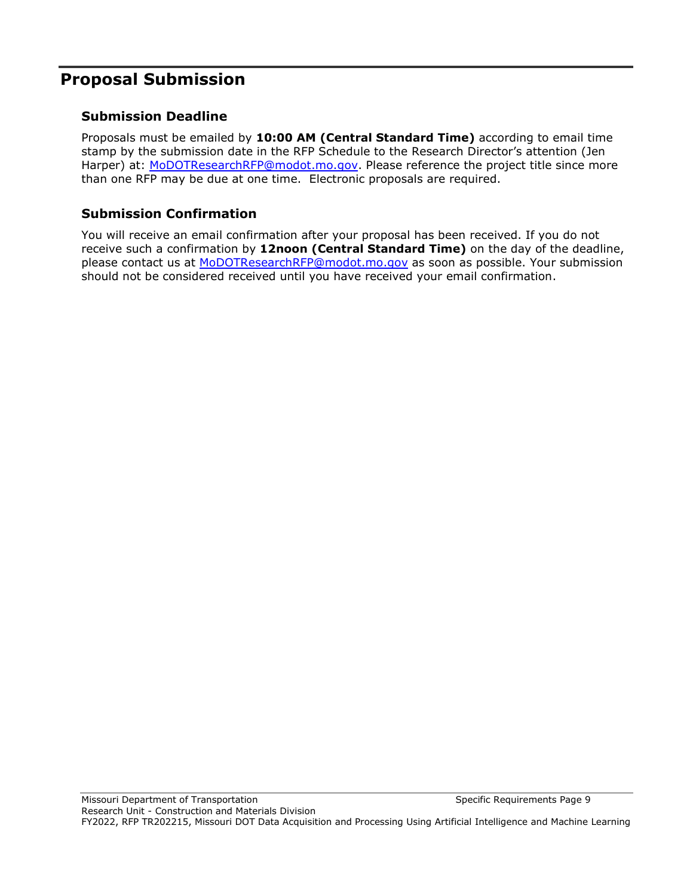## Proposal Submission

### Submission Deadline

Proposals must be emailed by **10:00 AM (Central Standard Time)** according to email time stamp by the submission date in the RFP Schedule to the Research Director's attention (Jen Harper) at: MoDOTResearchRFP@modot.mo.gov. Please reference the project title since more than one RFP may be due at one time. Electronic proposals are required.

### Submission Confirmation

You will receive an email confirmation after your proposal has been received. If you do not receive such a confirmation by **12noon (Central Standard Time)** on the day of the deadline, please contact us at MoDOTResearchRFP@modot.mo.gov as soon as possible. Your submission should not be considered received until you have received your email confirmation.